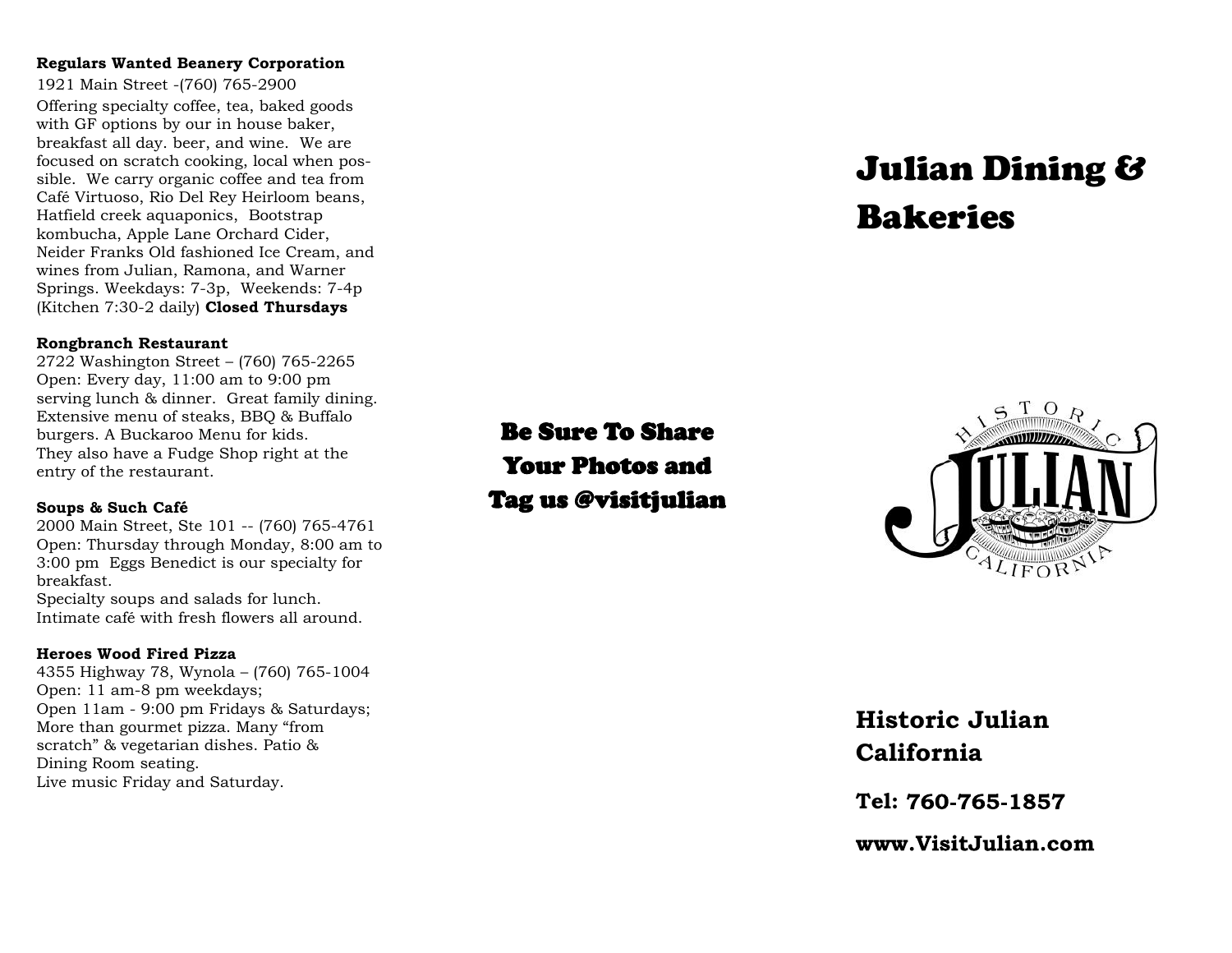**Regulars Wanted Beanery Corporation**

1921 Main Street -(760) 765-2900

Offering specialty coffee, tea, baked goods with GF options by our in house baker, breakfast all day. beer, and wine. We are focused on scratch cooking, local when possible. We carry organic coffee and tea from Café Virtuoso, Rio Del Rey Heirloom beans, Hatfield creek aquaponics, Bootstrap kombucha, Apple Lane Orchard Cider, Neider Franks Old fashioned Ice Cream, and wines from Julian, Ramona, and Warner Springs. Weekdays: 7-3p, Weekends: 7-4p (Kitchen 7:30-2 daily) **Closed Thursdays**

**Rongbranch Restaurant**

2722 Washington Street – (760) 765-2265
Open: Every day, 11:00 am to 9:00 pm serving lunch & dinner. Great family dining. Extensive menu of steaks, BBQ & Buffalo burgers. A Buckaroo Menu for kids.
They also have a Fudge Shop right at the entry of the restaurant.

**Soups & Such Café**

2000 Main Street, Ste 101 -- (760) 765-4761
Open: Thursday through Monday, 8:00 am to 3:00 pm Eggs Benedict is our specialty for breakfast.
Specialty soups and salads for lunch.
Intimate café with fresh flowers all around.

**Heroes Wood Fired Pizza**

4355 Highway 78, Wynola – (760) 765-1004
Open: 11 am-8 pm weekdays;
Open 11am - 9:00 pm Fridays & Saturdays;
More than gourmet pizza. Many "from scratch" & vegetarian dishes. Patio & Dining Room seating.
Live music Friday and Saturday.

**Be Sure To Share Your Photos and Tag us @visitjulian**

# Julian Dining & Bakeries

**Historic Julian California**

**Tel: 760-765-1857**

**www.VisitJulian.com**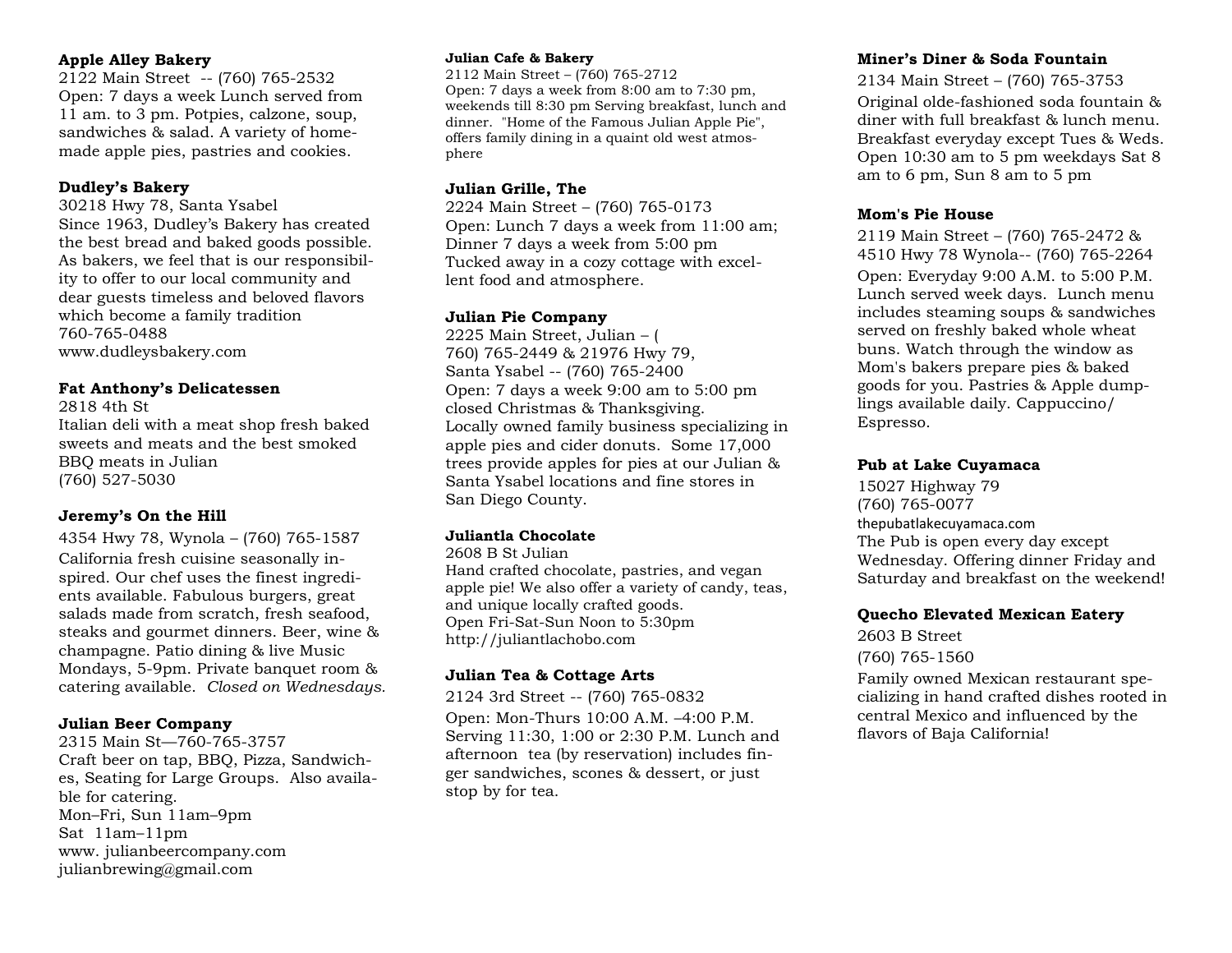**Apple Alley Bakery**
2122 Main Street -- (760) 765-2532
Open: 7 days a week Lunch served from 11 am. to 3 pm. Potpies, calzone, soup, sandwiches & salad. A variety of home-made apple pies, pastries and cookies.

**Dudley's Bakery**
30218 Hwy 78, Santa Ysabel
Since 1963, Dudley's Bakery has created the best bread and baked goods possible. As bakers, we feel that is our responsibility to offer to our local community and dear guests timeless and beloved flavors which become a family tradition
760-765-0488
www.dudleysbakery.com

**Fat Anthony's Delicatessen**
2818 4th St
Italian deli with a meat shop fresh baked sweets and meats and the best smoked BBQ meats in Julian
(760) 527-5030

**Jeremy's On the Hill**
4354 Hwy 78, Wynola – (760) 765-1587
California fresh cuisine seasonally inspired. Our chef uses the finest ingredients available. Fabulous burgers, great salads made from scratch, fresh seafood, steaks and gourmet dinners. Beer, wine & champagne. Patio dining & live Music Mondays, 5-9pm. Private banquet room & catering available. *Closed on Wednesdays.*

**Julian Beer Company**
2315 Main St—760-765-3757
Craft beer on tap, BBQ, Pizza, Sandwiches, Seating for Large Groups. Also available for catering.
Mon–Fri, Sun 11am–9pm
Sat 11am–11pm
www. julianbeercompany.com
julianbrewing@gmail.com

**Julian Cafe & Bakery**
2112 Main Street – (760) 765-2712
Open: 7 days a week from 8:00 am to 7:30 pm, weekends till 8:30 pm Serving breakfast, lunch and dinner. "Home of the Famous Julian Apple Pie", offers family dining in a quaint old west atmosphere

**Julian Grille, The**
2224 Main Street – (760) 765-0173
Open: Lunch 7 days a week from 11:00 am; Dinner 7 days a week from 5:00 pm
Tucked away in a cozy cottage with excellent food and atmosphere.

**Julian Pie Company**
2225 Main Street, Julian – (760) 765-2449 & 21976 Hwy 79, Santa Ysabel -- (760) 765-2400
Open: 7 days a week 9:00 am to 5:00 pm closed Christmas & Thanksgiving.
Locally owned family business specializing in apple pies and cider donuts. Some 17,000 trees provide apples for pies at our Julian & Santa Ysabel locations and fine stores in San Diego County.

**Juliantla Chocolate**
2608 B St Julian
Hand crafted chocolate, pastries, and vegan apple pie! We also offer a variety of candy, teas, and unique locally crafted goods.
Open Fri-Sat-Sun Noon to 5:30pm
http://juliantlachobo.com

**Julian Tea & Cottage Arts**
2124 3rd Street -- (760) 765-0832
Open: Mon-Thurs 10:00 A.M. –4:00 P.M. Serving 11:30, 1:00 or 2:30 P.M. Lunch and afternoon tea (by reservation) includes finger sandwiches, scones & dessert, or just stop by for tea.

**Miner's Diner & Soda Fountain**
2134 Main Street – (760) 765-3753
Original olde-fashioned soda fountain & diner with full breakfast & lunch menu. Breakfast everyday except Tues & Weds. Open 10:30 am to 5 pm weekdays Sat 8 am to 6 pm, Sun 8 am to 5 pm

**Mom's Pie House**
2119 Main Street – (760) 765-2472 & 4510 Hwy 78 Wynola-- (760) 765-2264
Open: Everyday 9:00 A.M. to 5:00 P.M. Lunch served week days. Lunch menu includes steaming soups & sandwiches served on freshly baked whole wheat buns. Watch through the window as Mom's bakers prepare pies & baked goods for you. Pastries & Apple dumplings available daily. Cappuccino/Espresso.

**Pub at Lake Cuyamaca**
15027 Highway 79
(760) 765-0077
thepubatlakecuyamaca.com
The Pub is open every day except Wednesday. Offering dinner Friday and Saturday and breakfast on the weekend!

**Quecho Elevated Mexican Eatery**
2603 B Street
(760) 765-1560
Family owned Mexican restaurant specializing in hand crafted dishes rooted in central Mexico and influenced by the flavors of Baja California!